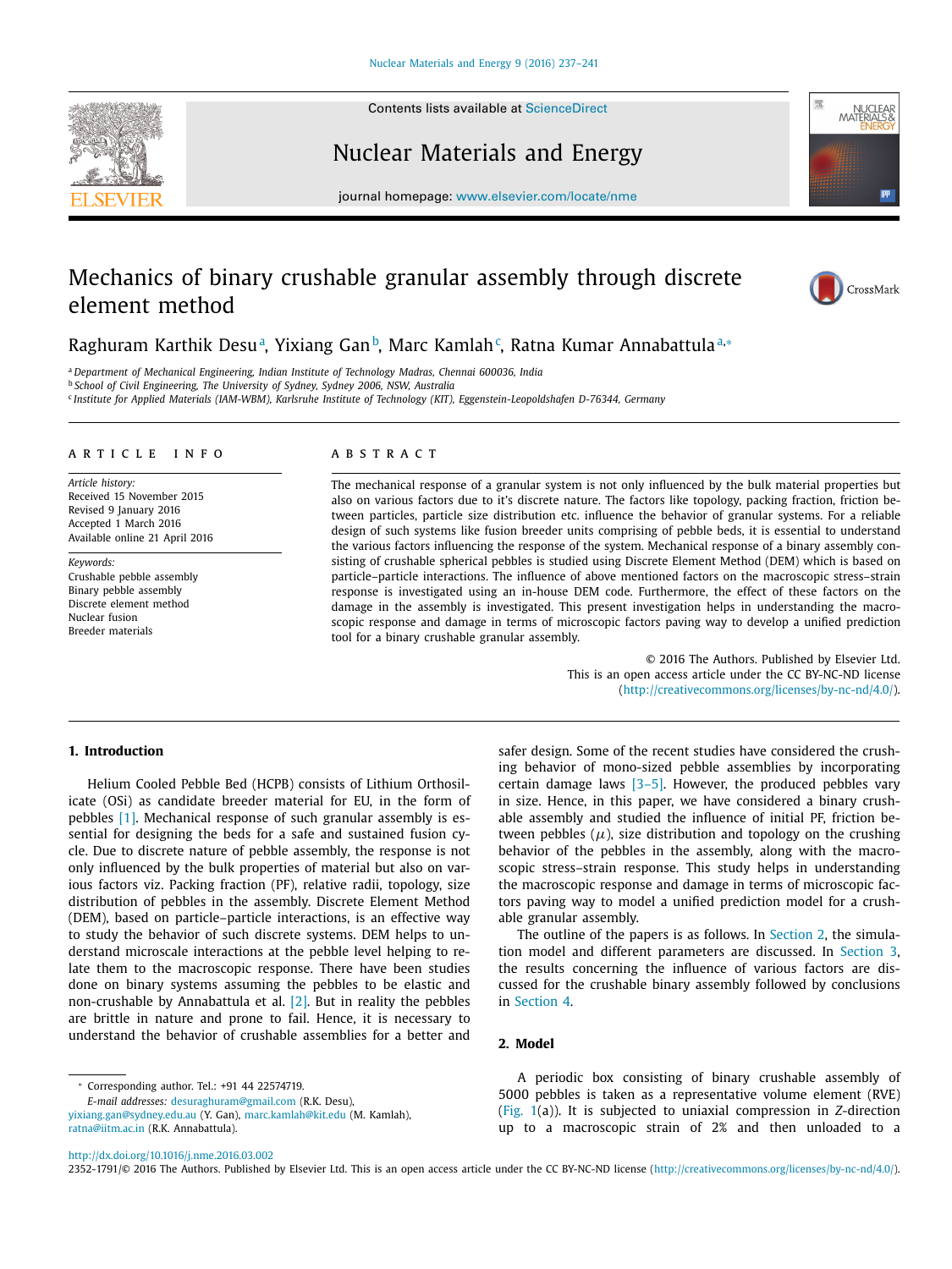Contents lists available at ScienceDirect

Nuclear Materials and Energy

journal homepage: www.elsevier.com/locate/nme

# Mechanics of binary crushable granular assembly through discrete element method

Raghuram Karthik Desu[a], Yixiang Gan[b], Marc Kamlah[c], Ratna Kumar Annabattula[a,*]

[a] Department of Mechanical Engineering, Indian Institute of Technology Madras, Chennai 600036, India
[b] School of Civil Engineering, The University of Sydney, Sydney 2006, NSW, Australia
[c] Institute for Applied Materials (IAM-WBM), Karlsruhe Institute of Technology (KIT), Eggenstein-Leopoldshafen D-76344, Germany

**ARTICLE INFO**

*Article history:*
Received 15 November 2015
Revised 9 January 2016
Accepted 1 March 2016
Available online 21 April 2016

*Keywords:*
Crushable pebble assembly
Binary pebble assembly
Discrete element method
Nuclear fusion
Breeder materials

**ABSTRACT**

The mechanical response of a granular system is not only influenced by the bulk material properties but also on various factors due to it's discrete nature. The factors like topology, packing fraction, friction between particles, particle size distribution etc. influence the behavior of granular systems. For a reliable design of such systems like fusion breeder units comprising of pebble beds, it is essential to understand the various factors influencing the response of the system. Mechanical response of a binary assembly consisting of crushable spherical pebbles is studied using Discrete Element Method (DEM) which is based on particle–particle interactions. The influence of above mentioned factors on the macroscopic stress–strain response is investigated using an in-house DEM code. Furthermore, the effect of these factors on the damage in the assembly is investigated. This present investigation helps in understanding the macroscopic response and damage in terms of microscopic factors paving way to develop a unified prediction tool for a binary crushable granular assembly.

© 2016 The Authors. Published by Elsevier Ltd.
This is an open access article under the CC BY-NC-ND license
(http://creativecommons.org/licenses/by-nc-nd/4.0/).

## 1. Introduction

Helium Cooled Pebble Bed (HCPB) consists of Lithium Orthosilicate (OSi) as candidate breeder material for EU, in the form of pebbles [1]. Mechanical response of such granular assembly is essential for designing the beds for a safe and sustained fusion cycle. Due to discrete nature of pebble assembly, the response is not only influenced by the bulk properties of material but also on various factors viz. Packing fraction (PF), relative radii, topology, size distribution of pebbles in the assembly. Discrete Element Method (DEM), based on particle–particle interactions, is an effective way to study the behavior of such discrete systems. DEM helps to understand detailed microscale interactions at the pebble level helping to relate them to the macroscopic response. There have been studies done on binary systems assuming the pebbles to be elastic and non-crushable by Annabattula et al. [2]. But in reality the pebbles are brittle in nature and prone to fail. Hence, it is necessary to understand the behavior of crushable assemblies for a better and safer design. Some of the recent studies have considered the crushing behavior of mono-sized pebble assemblies by incorporating certain damage laws [3–5]. However, the produced pebbles vary in size. Hence, in this paper, we have considered a binary crushable assembly and studied the influence of initial PF, friction between pebbles ($\mu$), size distribution and topology on the crushing behavior of the pebbles in the assembly, along with the macroscopic stress–strain response. This study helps in understanding the macroscopic response and damage in terms of microscopic factors paving way to model a unified prediction model for a crushable granular assembly.

The outline of the papers is as follows. In Section 2, the simulation model and different parameters are discussed. In Section 3, the results concerning the influence of various factors are discussed for the crushable binary assembly followed by conclusions in Section 4.

## 2. Model

A periodic box consisting of binary crushable assembly of 5000 pebbles is taken as a representative volume element (RVE) (Fig. 1(a)). It is subjected to uniaxial compression in Z-direction up to a macroscopic strain of 2% and then unloaded to a

* Corresponding author. Tel.: +91 44 22574719.
*E-mail addresses:* desuraghuram@gmail.com (R.K. Desu), yixiang.gan@sydney.edu.au (Y. Gan), marc.kamlah@kit.edu (M. Kamlah), ratna@iitm.ac.in (R.K. Annabattula).

http://dx.doi.org/10.1016/j.nme.2016.03.002
2352-1791/© 2016 The Authors. Published by Elsevier Ltd. This is an open access article under the CC BY-NC-ND license (http://creativecommons.org/licenses/by-nc-nd/4.0/).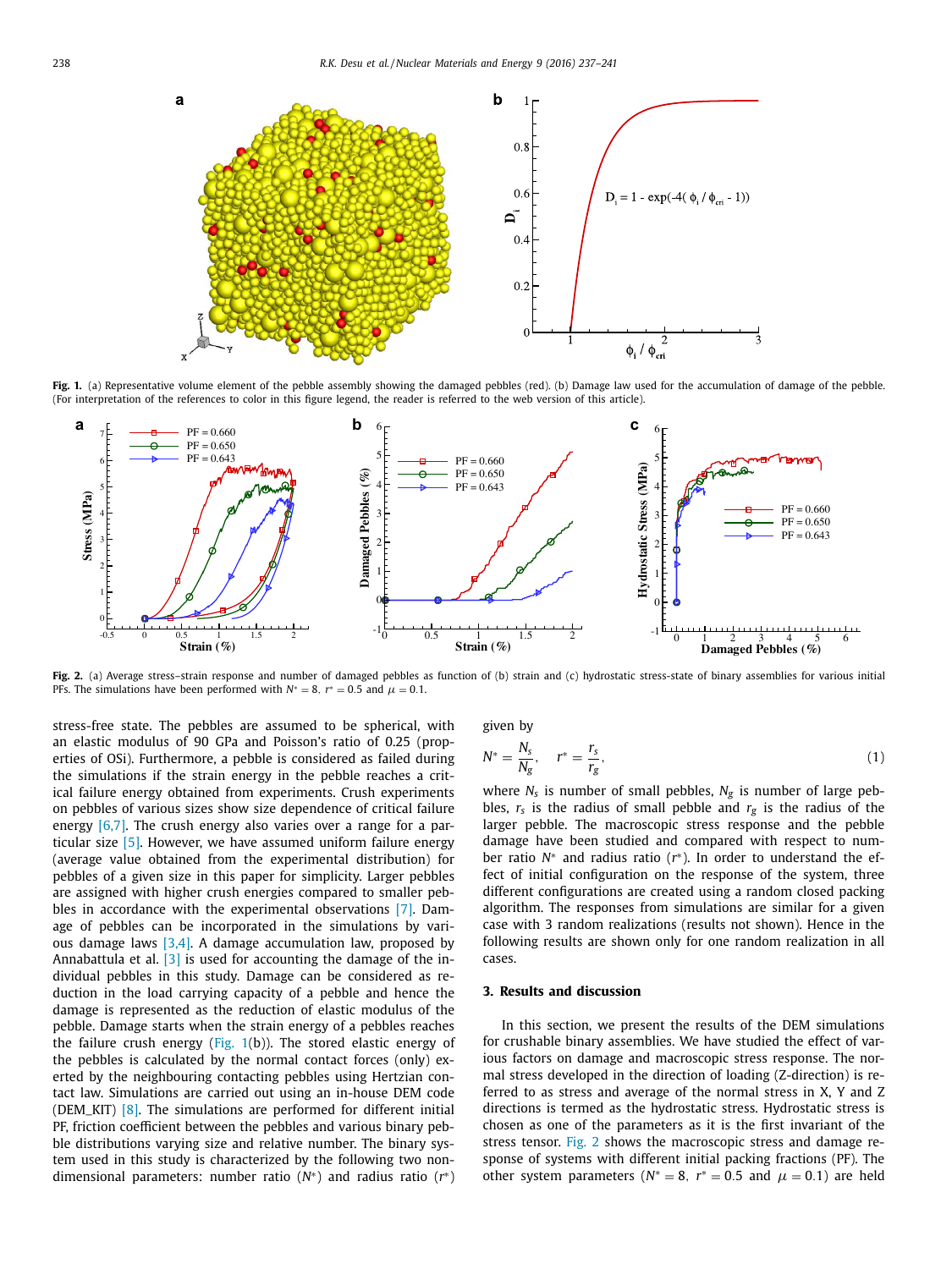**Fig. 1.** (a) Representative volume element of the pebble assembly showing the damaged pebbles (red). (b) Damage law used for the accumulation of damage of the pebble. (For interpretation of the references to color in this figure legend, the reader is referred to the web version of this article).

**Fig. 2.** (a) Average stress–strain response and number of damaged pebbles as function of (b) strain and (c) hydrostatic stress-state of binary assemblies for various initial PFs. The simulations have been performed with $N^* = 8$, $r^* = 0.5$ and $\mu = 0.1$.

stress-free state. The pebbles are assumed to be spherical, with an elastic modulus of 90 GPa and Poisson's ratio of 0.25 (properties of OSi). Furthermore, a pebble is considered as failed during the simulations if the strain energy in the pebble reaches a critical failure energy obtained from experiments. Crush experiments on pebbles of various sizes show size dependence of critical failure energy [6,7]. The crush energy also varies over a range for a particular size [5]. However, we have assumed uniform failure energy (average value obtained from the experimental distribution) for pebbles of a given size in this paper for simplicity. Larger pebbles are assigned with higher crush energies compared to smaller pebbles in accordance with the experimental observations [7]. Damage of pebbles can be incorporated in the simulations by various damage laws [3,4]. A damage accumulation law, proposed by Annabattula et al. [3] is used for accounting the damage of the individual pebbles in this study. Damage can be considered as reduction in the load carrying capacity of a pebble and hence the damage is represented as the reduction of elastic modulus of the pebble. Damage starts when the strain energy of a pebbles reaches the failure crush energy (Fig. 1(b)). The stored elastic energy of the pebbles is calculated by the normal contact forces (only) exerted by the neighbouring contacting pebbles using Hertzian contact law. Simulations are carried out using an in-house DEM code (DEM_KIT) [8]. The simulations are performed for different initial PF, friction coefficient between the pebbles and various binary pebble distributions varying size and relative number. The binary system used in this study is characterized by the following two non-dimensional parameters: number ratio ($N^*$) and radius ratio ($r^*$) given by

$$N^* = \frac{N_s}{N_g}, \quad r^* = \frac{r_s}{r_g}, \tag{1}$$

where $N_s$ is number of small pebbles, $N_g$ is number of large pebbles, $r_s$ is the radius of small pebble and $r_g$ is the radius of the larger pebble. The macroscopic stress response and the pebble damage have been studied and compared with respect to number ratio $N^*$ and radius ratio ($r^*$). In order to understand the effect of initial configuration on the response of the system, three different configurations are created using a random closed packing algorithm. The responses from simulations are similar for a given case with 3 random realizations (results not shown). Hence in the following results are shown only for one random realization in all cases.

## 3. Results and discussion

In this section, we present the results of the DEM simulations for crushable binary assemblies. We have studied the effect of various factors on damage and macroscopic stress response. The normal stress developed in the direction of loading (Z-direction) is referred to as stress and average of the normal stress in X, Y and Z directions is termed as the hydrostatic stress. Hydrostatic stress is chosen as one of the parameters as it is the first invariant of the stress tensor. Fig. 2 shows the macroscopic stress and damage response of systems with different initial packing fractions (PF). The other system parameters ($N^* = 8$, $r^* = 0.5$ and $\mu = 0.1$) are held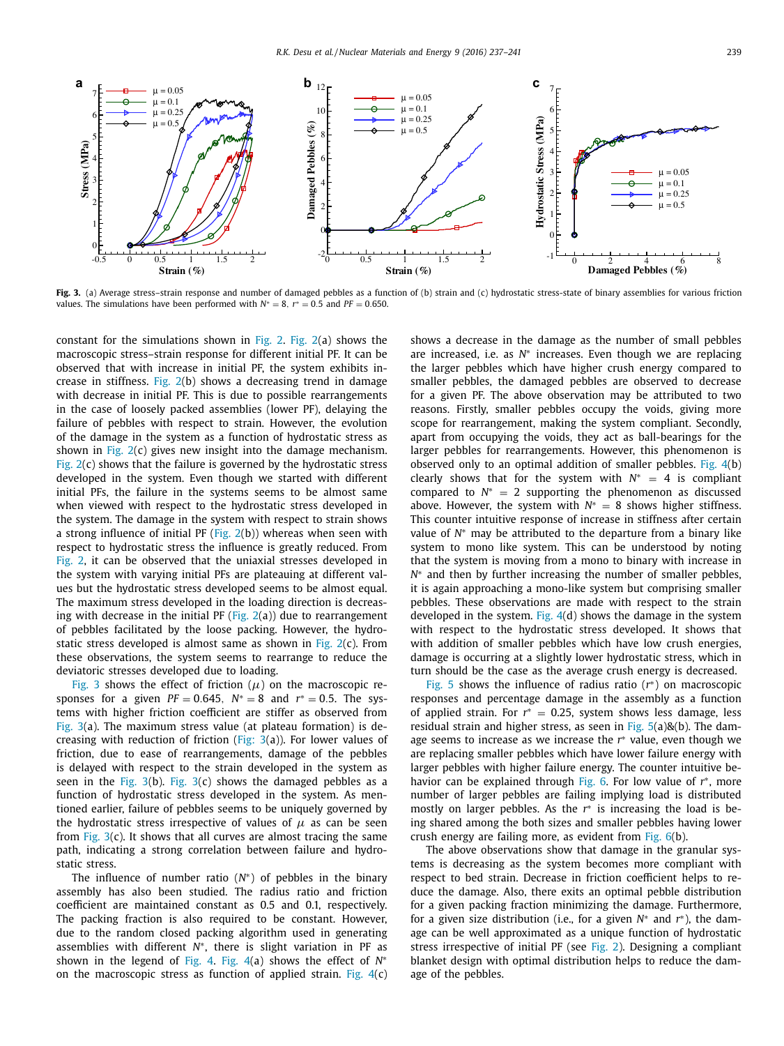**Fig. 3.** (a) Average stress–strain response and number of damaged pebbles as a function of (b) strain and (c) hydrostatic stress-state of binary assemblies for various friction values. The simulations have been performed with $N^* = 8$, $r^* = 0.5$ and $PF = 0.650$.

constant for the simulations shown in Fig. 2. Fig. 2(a) shows the macroscopic stress–strain response for different initial PF. It can be observed that with increase in initial PF, the system exhibits increase in stiffness. Fig. 2(b) shows a decreasing trend in damage with decrease in initial PF. This is due to possible rearrangements in the case of loosely packed assemblies (lower PF), delaying the failure of pebbles with respect to strain. However, the evolution of the damage in the system as a function of hydrostatic stress as shown in Fig. 2(c) gives new insight into the damage mechanism. Fig. 2(c) shows that the failure is governed by the hydrostatic stress developed in the system. Even though we started with different initial PFs, the failure in the systems seems to be almost same when viewed with respect to the hydrostatic stress developed in the system. The damage in the system with respect to strain shows a strong influence of initial PF (Fig. 2(b)) whereas when seen with respect to hydrostatic stress the influence is greatly reduced. From Fig. 2, it can be observed that the uniaxial stresses developed in the system with varying initial PFs are plateauing at different values but the hydrostatic stress developed seems to be almost equal. The maximum stress developed in the loading direction is decreasing with decrease in the initial PF (Fig. 2(a)) due to rearrangement of pebbles facilitated by the loose packing. However, the hydrostatic stress developed is almost same as shown in Fig. 2(c). From these observations, the system seems to rearrange to reduce the deviatoric stresses developed due to loading.

Fig. 3 shows the effect of friction ($\mu$) on the macroscopic responses for a given $PF = 0.645$, $N^* = 8$ and $r^* = 0.5$. The systems with higher friction coefficient are stiffer as observed from Fig. 3(a). The maximum stress value (at plateau formation) is decreasing with reduction of friction (Fig: 3(a)). For lower values of friction, due to ease of rearrangements, damage of the pebbles is delayed with respect to the strain developed in the system as seen in the Fig. 3(b). Fig. 3(c) shows the damaged pebbles as a function of hydrostatic stress developed in the system. As mentioned earlier, failure of pebbles seems to be uniquely governed by the hydrostatic stress irrespective of values of $\mu$ as can be seen from Fig. 3(c). It shows that all curves are almost tracing the same path, indicating a strong correlation between failure and hydrostatic stress.

The influence of number ratio ($N^*$) of pebbles in the binary assembly has also been studied. The radius ratio and friction coefficient are maintained constant as 0.5 and 0.1, respectively. The packing fraction is also required to be constant. However, due to the random closed packing algorithm used in generating assemblies with different $N^*$, there is slight variation in PF as shown in the legend of Fig. 4. Fig. 4(a) shows the effect of $N^*$ on the macroscopic stress as function of applied strain. Fig. 4(c) shows a decrease in the damage as the number of small pebbles are increased, i.e. as $N^*$ increases. Even though we are replacing the larger pebbles which have higher crush energy compared to smaller pebbles, the damaged pebbles are observed to decrease for a given PF. The above observation may be attributed to two reasons. Firstly, smaller pebbles occupy the voids, giving more scope for rearrangement, making the system compliant. Secondly, apart from occupying the voids, they act as ball-bearings for the larger pebbles for rearrangements. However, this phenomenon is observed only to an optimal addition of smaller pebbles. Fig. 4(b) clearly shows that for the system with $N^* = 4$ is compliant compared to $N^* = 2$ supporting the phenomenon as discussed above. However, the system with $N^* = 8$ shows higher stiffness. This counter intuitive response of increase in stiffness after certain value of $N^*$ may be attributed to the departure from a binary like system to mono like system. This can be understood by noting that the system is moving from a mono to binary with increase in $N^*$ and then by further increasing the number of smaller pebbles, it is again approaching a mono-like system but comprising smaller pebbles. These observations are made with respect to the strain developed in the system. Fig. 4(d) shows the damage in the system with respect to the hydrostatic stress developed. It shows that with addition of smaller pebbles which have low crush energies, damage is occurring at a slightly lower hydrostatic stress, which in turn should be the case as the average crush energy is decreased.

Fig. 5 shows the influence of radius ratio ($r^*$) on macroscopic responses and percentage damage in the assembly as a function of applied strain. For $r^* = 0.25$, system shows less damage, less residual strain and higher stress, as seen in Fig. 5(a)&(b). The damage seems to increase as we increase the $r^*$ value, even though we are replacing smaller pebbles which have lower failure energy with larger pebbles with higher failure energy. The counter intuitive behavior can be explained through Fig. 6. For low value of $r^*$, more number of larger pebbles are failing implying load is distributed mostly on larger pebbles. As the $r^*$ is increasing the load is being shared among the both sizes and smaller pebbles having lower crush energy are failing more, as evident from Fig. 6(b).

The above observations show that damage in the granular systems is decreasing as the system becomes more compliant with respect to bed strain. Decrease in friction coefficient helps to reduce the damage. Also, there exits an optimal pebble distribution for a given packing fraction minimizing the damage. Furthermore, for a given size distribution (i.e., for a given $N^*$ and $r^*$), the damage can be well approximated as a unique function of hydrostatic stress irrespective of initial PF (see Fig. 2). Designing a compliant blanket design with optimal distribution helps to reduce the damage of the pebbles.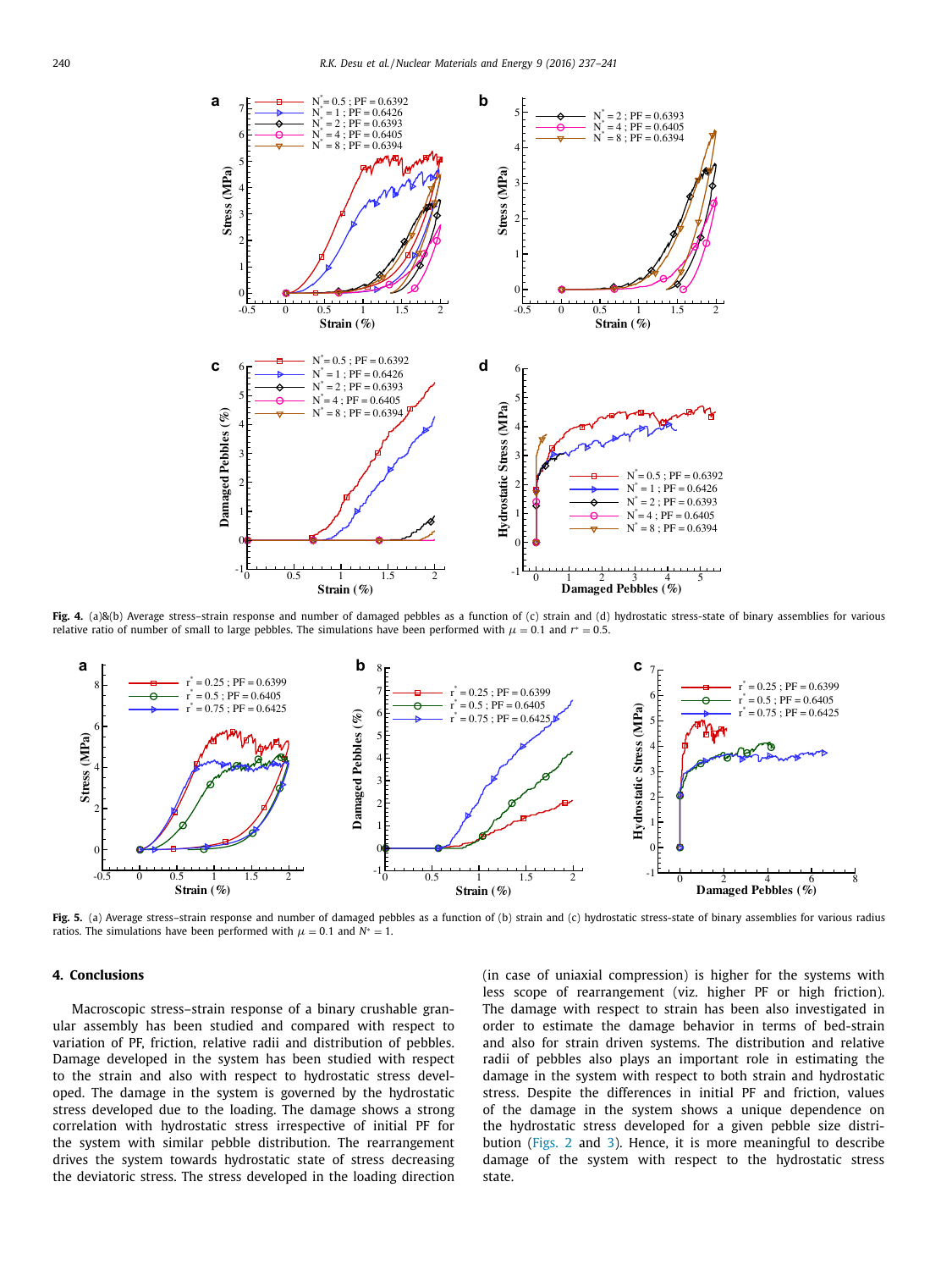**Fig. 4.** (a)&(b) Average stress–strain response and number of damaged pebbles as a function of (c) strain and (d) hydrostatic stress-state of binary assemblies for various relative ratio of number of small to large pebbles. The simulations have been performed with $\mu = 0.1$ and $r^* = 0.5$.

**Fig. 5.** (a) Average stress–strain response and number of damaged pebbles as a function of (b) strain and (c) hydrostatic stress-state of binary assemblies for various radius ratios. The simulations have been performed with $\mu = 0.1$ and $N^* = 1$.

## 4. Conclusions

Macroscopic stress–strain response of a binary crushable granular assembly has been studied and compared with respect to variation of PF, friction, relative radii and distribution of pebbles. Damage developed in the system has been studied with respect to the strain and also with respect to hydrostatic stress developed. The damage in the system is governed by the hydrostatic stress developed due to the loading. The damage shows a strong correlation with hydrostatic stress irrespective of initial PF for the system with similar pebble distribution. The rearrangement drives the system towards hydrostatic state of stress decreasing the deviatoric stress. The stress developed in the loading direction (in case of uniaxial compression) is higher for the systems with less scope of rearrangement (viz. higher PF or high friction). The damage with respect to strain has been also investigated in order to estimate the damage behavior in terms of bed-strain and also for strain driven systems. The distribution and relative radii of pebbles also plays an important role in estimating the damage in the system with respect to both strain and hydrostatic stress. Despite the differences in initial PF and friction, values of the damage in the system shows a unique dependence on the hydrostatic stress developed for a given pebble size distribution (Figs. 2 and 3). Hence, it is more meaningful to describe damage of the system with respect to the hydrostatic stress state.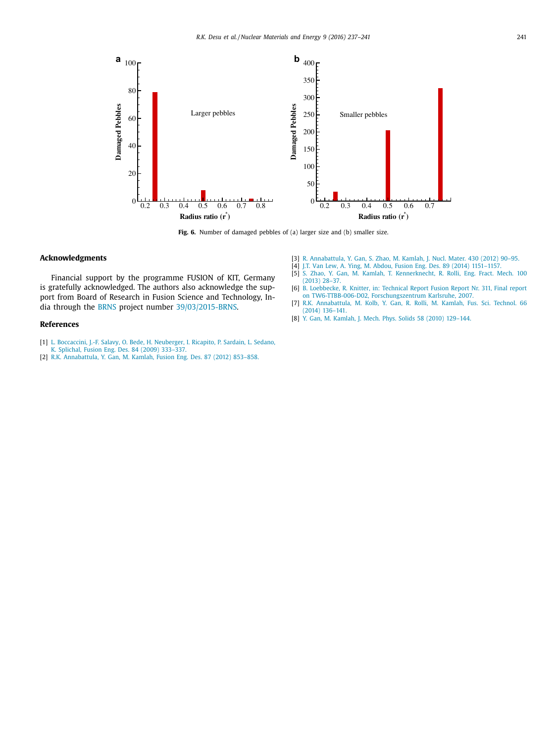a

100

80

60

40

20

0

Damaged Pebbles

Larger pebbles

0.2 0.3 0.4 0.5 0.6 0.7 0.8

Radius ratio ($r^*$)

b

400

350

300

250

200

150

100

50

0

Damaged Pebbles

Smaller pebbles

0.2 0.3 0.4 0.5 0.6 0.7

Radius ratio ($r^*$)

**Fig. 6.** Number of damaged pebbles of (a) larger size and (b) smaller size.

## Acknowledgments

Financial support by the programme FUSION of KIT, Germany is gratefully acknowledged. The authors also acknowledge the support from Board of Research in Fusion Science and Technology, India through the BRNS project number 39/03/2015-BRNS.

## References

[1] L. Boccaccini, J.-F. Salavy, O. Bede, H. Neuberger, I. Ricapito, P. Sardain, L. Sedano, K. Splichal, Fusion Eng. Des. 84 (2009) 333–337.
[2] R.K. Annabattula, Y. Gan, M. Kamlah, Fusion Eng. Des. 87 (2012) 853–858.
[3] R. Annabattula, Y. Gan, S. Zhao, M. Kamlah, J. Nucl. Mater. 430 (2012) 90–95.
[4] J.T. Van Lew, A. Ying, M. Abdou, Fusion Eng. Des. 89 (2014) 1151–1157.
[5] S. Zhao, Y. Gan, M. Kamlah, T. Kennerknecht, R. Rolli, Eng. Fract. Mech. 100 (2013) 28–37.
[6] B. Loebbecke, R. Knitter, in: Technical Report Fusion Report Nr. 311, Final report on TW6-TTBB-006-D02, Forschungszentrum Karlsruhe, 2007.
[7] R.K. Annabattula, M. Kolb, Y. Gan, R. Rolli, M. Kamlah, Fus. Sci. Technol. 66 (2014) 136–141.
[8] Y. Gan, M. Kamlah, J. Mech. Phys. Solids 58 (2010) 129–144.